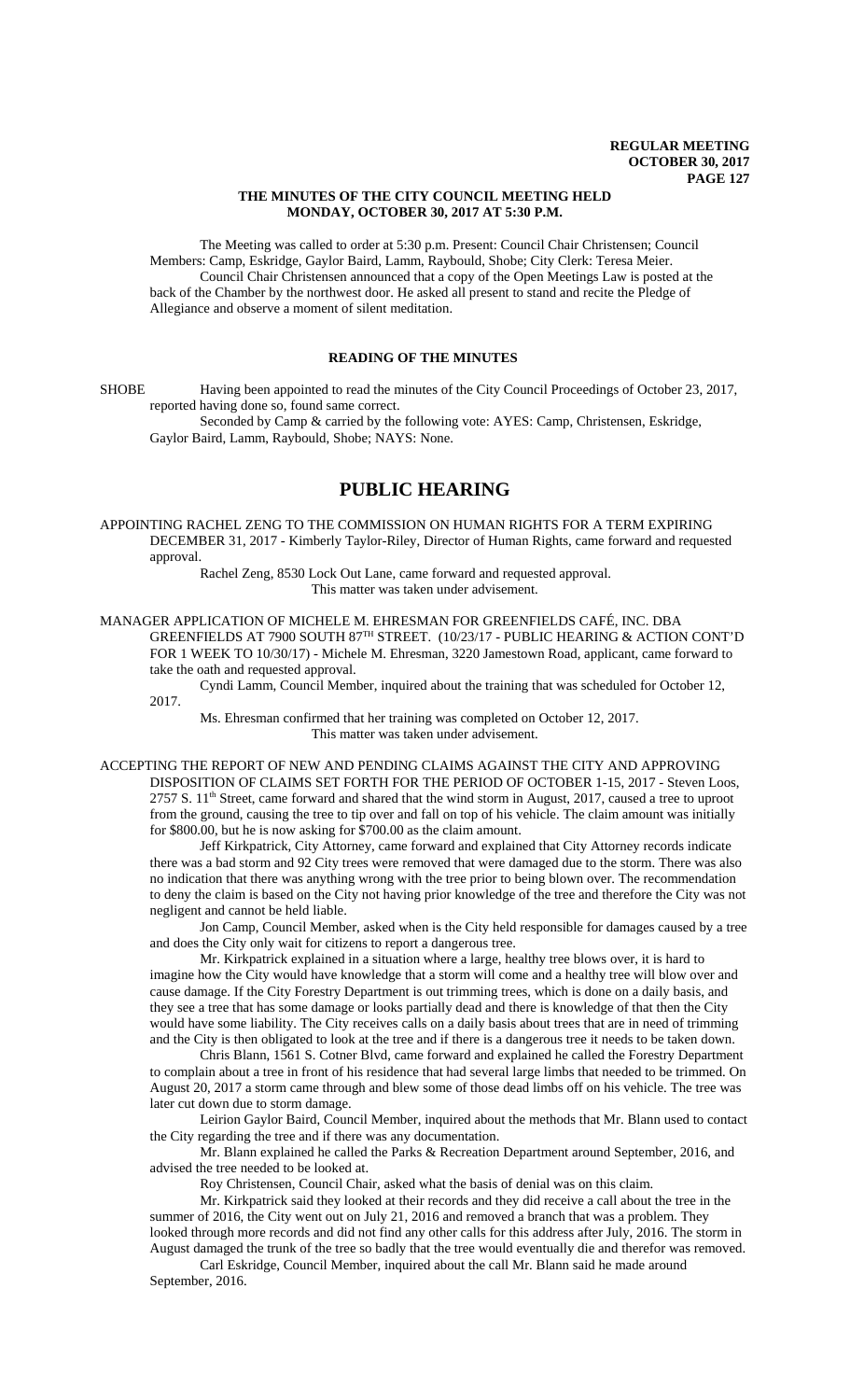**THE MINUTES OF THE CITY COUNCIL MEETING HELD MONDAY, OCTOBER 30, 2017 AT 5:30 P.M.**

The Meeting was called to order at 5:30 p.m. Present: Council Chair Christensen; Council Members: Camp, Eskridge, Gaylor Baird, Lamm, Raybould, Shobe; City Clerk: Teresa Meier.

Council Chair Christensen announced that a copy of the Open Meetings Law is posted at the back of the Chamber by the northwest door. He asked all present to stand and recite the Pledge of Allegiance and observe a moment of silent meditation.

## READING OF THE MINUTES

SHOBE Having been appointed to read the minutes of the City Council Proceedings of October 23, 2017, reported having done so, found same correct.

Seconded by Camp & carried by the following vote: AYES: Camp, Christensen, Eskridge, Gaylor Baird, Lamm, Raybould, Shobe; NAYS: None.

# PUBLIC HEARING

APPOINTING RACHEL ZENG TO THE COMMISSION ON HUMAN RIGHTS FOR A TERM EXPIRING DECEMBER 31, 2017 - Kimberly Taylor-Riley, Director of Human Rights, came forward and requested approval.

Rachel Zeng, 8530 Lock Out Lane, came forward and requested approval.

This matter was taken under advisement.

MANAGER APPLICATION OF MICHELE M. EHRESMAN FOR GREENFIELDS CAFÉ, INC. DBA GREENFIELDS AT 7900 SOUTH 87TH STREET. (10/23/17 - PUBLIC HEARING & ACTION CONT'D FOR 1 WEEK TO 10/30/17) - Michele M. Ehresman, 3220 Jamestown Road, applicant, came forward to take the oath and requested approval.

Cyndi Lamm, Council Member, inquired about the training that was scheduled for October 12, 2017.

Ms. Ehresman confirmed that her training was completed on October 12, 2017.

This matter was taken under advisement.

ACCEPTING THE REPORT OF NEW AND PENDING CLAIMS AGAINST THE CITY AND APPROVING DISPOSITION OF CLAIMS SET FORTH FOR THE PERIOD OF OCTOBER 1-15, 2017 - Steven Loos, 2757 S. 11th Street, came forward and shared that the wind storm in August, 2017, caused a tree to uproot from the ground, causing the tree to tip over and fall on top of his vehicle. The claim amount was initially for $800.00, but he is now asking for $700.00 as the claim amount.

Jeff Kirkpatrick, City Attorney, came forward and explained that City Attorney records indicate there was a bad storm and 92 City trees were removed that were damaged due to the storm. There was also no indication that there was anything wrong with the tree prior to being blown over. The recommendation to deny the claim is based on the City not having prior knowledge of the tree and therefore the City was not negligent and cannot be held liable.

Jon Camp, Council Member, asked when is the City held responsible for damages caused by a tree and does the City only wait for citizens to report a dangerous tree.

Mr. Kirkpatrick explained in a situation where a large, healthy tree blows over, it is hard to imagine how the City would have knowledge that a storm will come and a healthy tree will blow over and cause damage. If the City Forestry Department is out trimming trees, which is done on a daily basis, and they see a tree that has some damage or looks partially dead and there is knowledge of that then the City would have some liability. The City receives calls on a daily basis about trees that are in need of trimming and the City is then obligated to look at the tree and if there is a dangerous tree it needs to be taken down.

Chris Blann, 1561 S. Cotner Blvd, came forward and explained he called the Forestry Department to complain about a tree in front of his residence that had several large limbs that needed to be trimmed. On August 20, 2017 a storm came through and blew some of those dead limbs off on his vehicle. The tree was later cut down due to storm damage.

Leirion Gaylor Baird, Council Member, inquired about the methods that Mr. Blann used to contact the City regarding the tree and if there was any documentation.

Mr. Blann explained he called the Parks & Recreation Department around September, 2016, and advised the tree needed to be looked at.

Roy Christensen, Council Chair, asked what the basis of denial was on this claim.

Mr. Kirkpatrick said they looked at their records and they did receive a call about the tree in the summer of 2016, the City went out on July 21, 2016 and removed a branch that was a problem. They looked through more records and did not find any other calls for this address after July, 2016. The storm in August damaged the trunk of the tree so badly that the tree would eventually die and therefor was removed.

Carl Eskridge, Council Member, inquired about the call Mr. Blann said he made around September, 2016.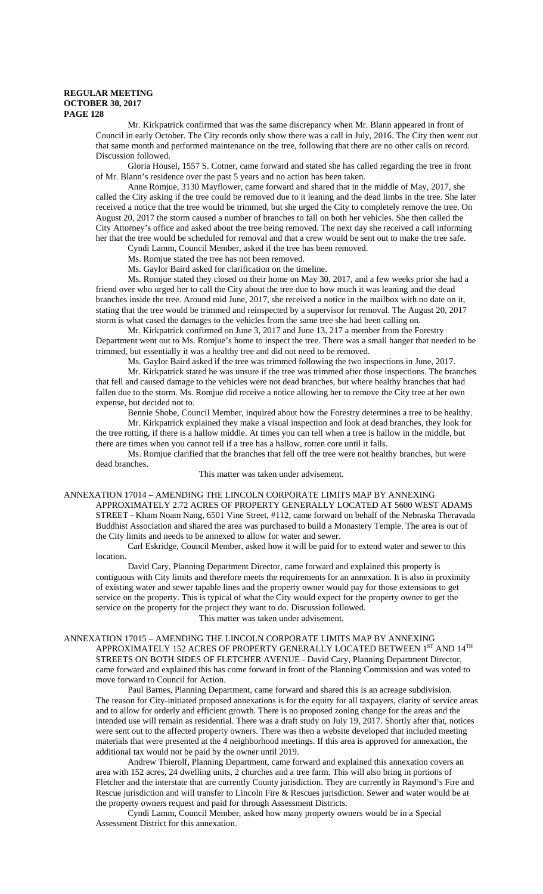Mr. Kirkpatrick confirmed that was the same discrepancy when Mr. Blann appeared in front of Council in early October. The City records only show there was a call in July, 2016. The City then went out that same month and performed maintenance on the tree, following that there are no other calls on record. Discussion followed.

Gloria Housel, 1557 S. Cotner, came forward and stated she has called regarding the tree in front of Mr. Blann's residence over the past 5 years and no action has been taken.

Anne Romjue, 3130 Mayflower, came forward and shared that in the middle of May, 2017, she called the City asking if the tree could be removed due to it leaning and the dead limbs in the tree. She later received a notice that the tree would be trimmed, but she urged the City to completely remove the tree. On August 20, 2017 the storm caused a number of branches to fall on both her vehicles. She then called the City Attorney's office and asked about the tree being removed. The next day she received a call informing her that the tree would be scheduled for removal and that a crew would be sent out to make the tree safe.

Cyndi Lamm, Council Member, asked if the tree has been removed.

Ms. Romjue stated the tree has not been removed.

Ms. Gaylor Baird asked for clarification on the timeline.

Ms. Romjue stated they closed on their home on May 30, 2017, and a few weeks prior she had a friend over who urged her to call the City about the tree due to how much it was leaning and the dead branches inside the tree. Around mid June, 2017, she received a notice in the mailbox with no date on it, stating that the tree would be trimmed and reinspected by a supervisor for removal. The August 20, 2017 storm is what caused the damages to the vehicles from the same tree she had been calling on.

Mr. Kirkpatrick confirmed on June 3, 2017 and June 13, 217 a member from the Forestry Department went out to Ms. Romjue's home to inspect the tree. There was a small hanger that needed to be trimmed, but essentially it was a healthy tree and did not need to be removed.

Ms. Gaylor Baird asked if the tree was trimmed following the two inspections in June, 2017.

Mr. Kirkpatrick stated he was unsure if the tree was trimmed after those inspections. The branches that fell and caused damage to the vehicles were not dead branches, but where healthy branches that had fallen due to the storm. Ms. Romjue did receive a notice allowing her to remove the City tree at her own expense, but decided not to.

Bennie Shobe, Council Member, inquired about how the Forestry determines a tree to be healthy.

Mr. Kirkpatrick explained they make a visual inspection and look at dead branches, they look for the tree rotting, if there is a hallow middle. At times you can tell when a tree is hallow in the middle, but there are times when you cannot tell if a tree has a hallow, rotten core until it falls.

Ms. Romjue clarified that the branches that fell off the tree were not healthy branches, but were dead branches.

This matter was taken under advisement.

ANNEXATION 17014 – AMENDING THE LINCOLN CORPORATE LIMITS MAP BY ANNEXING APPROXIMATELY 2.72 ACRES OF PROPERTY GENERALLY LOCATED AT 5600 WEST ADAMS STREET - Kham Noam Nang, 6501 Vine Street, #112, came forward on behalf of the Nebraska Theravada Buddhist Association and shared the area was purchased to build a Monastery Temple. The area is out of the City limits and needs to be annexed to allow for water and sewer.

Carl Eskridge, Council Member, asked how it will be paid for to extend water and sewer to this location.

David Cary, Planning Department Director, came forward and explained this property is contiguous with City limits and therefore meets the requirements for an annexation. It is also in proximity of existing water and sewer tapable lines and the property owner would pay for those extensions to get service on the property. This is typical of what the City would expect for the property owner to get the service on the property for the project they want to do. Discussion followed.

This matter was taken under advisement.

ANNEXATION 17015 – AMENDING THE LINCOLN CORPORATE LIMITS MAP BY ANNEXING APPROXIMATELY 152 ACRES OF PROPERTY GENERALLY LOCATED BETWEEN 1ST AND 14TH STREETS ON BOTH SIDES OF FLETCHER AVENUE - David Cary, Planning Department Director, came forward and explained this has come forward in front of the Planning Commission and was voted to move forward to Council for Action.

Paul Barnes, Planning Department, came forward and shared this is an acreage subdivision. The reason for City-initiated proposed annexations is for the equity for all taxpayers, clarity of service areas and to allow for orderly and efficient growth. There is no proposed zoning change for the areas and the intended use will remain as residential. There was a draft study on July 19, 2017. Shortly after that, notices were sent out to the affected property owners. There was then a website developed that included meeting materials that were presented at the 4 neighborhood meetings. If this area is approved for annexation, the additional tax would not be paid by the owner until 2019.

Andrew Thierolf, Planning Department, came forward and explained this annexation covers an area with 152 acres, 24 dwelling units, 2 churches and a tree farm. This will also bring in portions of Fletcher and the interstate that are currently County jurisdiction. They are currently in Raymond's Fire and Rescue jurisdiction and will transfer to Lincoln Fire & Rescues jurisdiction. Sewer and water would be at the property owners request and paid for through Assessment Districts.

Cyndi Lamm, Council Member, asked how many property owners would be in a Special Assessment District for this annexation.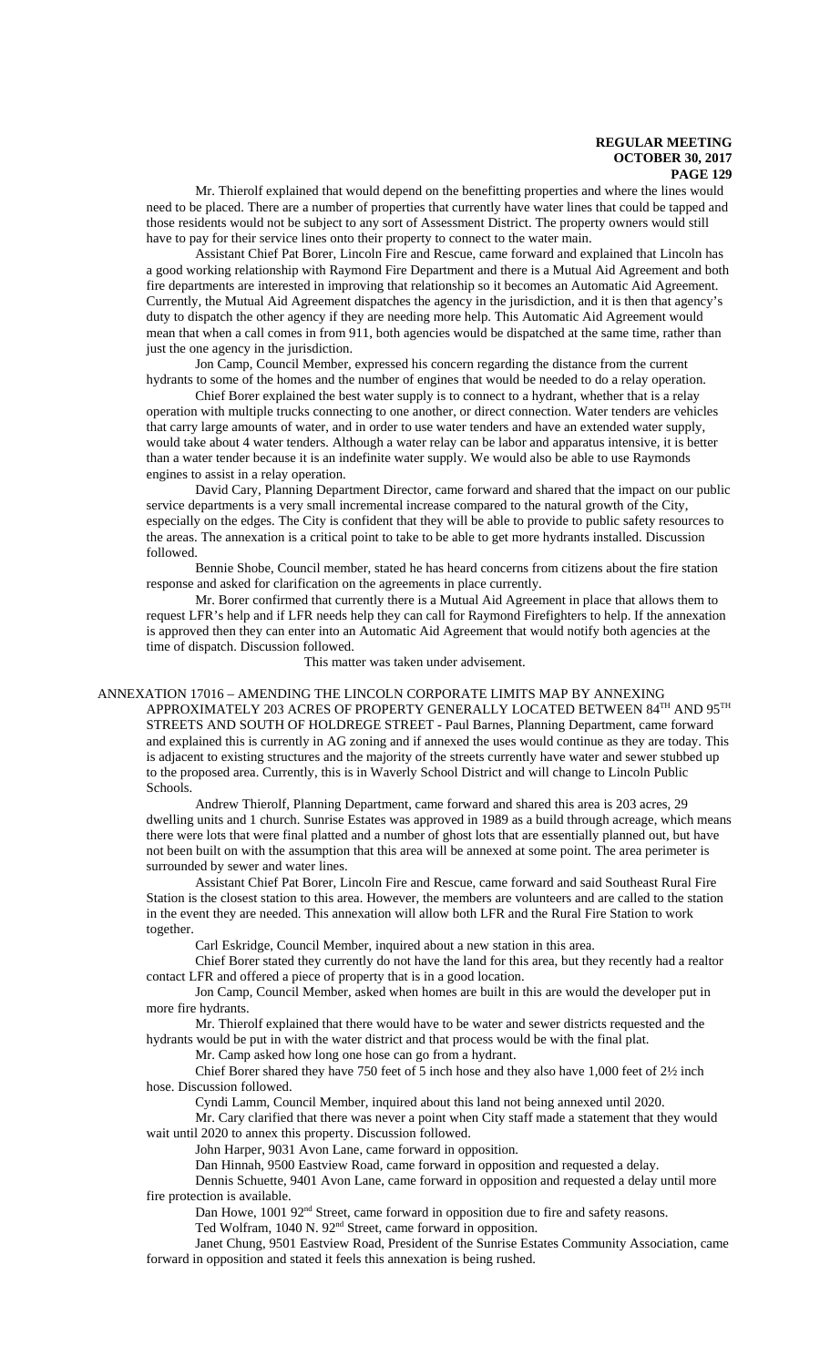Mr. Thierolf explained that would depend on the benefitting properties and where the lines would need to be placed. There are a number of properties that currently have water lines that could be tapped and those residents would not be subject to any sort of Assessment District. The property owners would still have to pay for their service lines onto their property to connect to the water main.

Assistant Chief Pat Borer, Lincoln Fire and Rescue, came forward and explained that Lincoln has a good working relationship with Raymond Fire Department and there is a Mutual Aid Agreement and both fire departments are interested in improving that relationship so it becomes an Automatic Aid Agreement. Currently, the Mutual Aid Agreement dispatches the agency in the jurisdiction, and it is then that agency's duty to dispatch the other agency if they are needing more help. This Automatic Aid Agreement would mean that when a call comes in from 911, both agencies would be dispatched at the same time, rather than just the one agency in the jurisdiction.

Jon Camp, Council Member, expressed his concern regarding the distance from the current hydrants to some of the homes and the number of engines that would be needed to do a relay operation.

Chief Borer explained the best water supply is to connect to a hydrant, whether that is a relay operation with multiple trucks connecting to one another, or direct connection. Water tenders are vehicles that carry large amounts of water, and in order to use water tenders and have an extended water supply, would take about 4 water tenders. Although a water relay can be labor and apparatus intensive, it is better than a water tender because it is an indefinite water supply. We would also be able to use Raymonds engines to assist in a relay operation.

David Cary, Planning Department Director, came forward and shared that the impact on our public service departments is a very small incremental increase compared to the natural growth of the City, especially on the edges. The City is confident that they will be able to provide to public safety resources to the areas. The annexation is a critical point to take to be able to get more hydrants installed. Discussion followed.

Bennie Shobe, Council member, stated he has heard concerns from citizens about the fire station response and asked for clarification on the agreements in place currently.

Mr. Borer confirmed that currently there is a Mutual Aid Agreement in place that allows them to request LFR's help and if LFR needs help they can call for Raymond Firefighters to help. If the annexation is approved then they can enter into an Automatic Aid Agreement that would notify both agencies at the time of dispatch. Discussion followed.

This matter was taken under advisement.

ANNEXATION 17016 – AMENDING THE LINCOLN CORPORATE LIMITS MAP BY ANNEXING APPROXIMATELY 203 ACRES OF PROPERTY GENERALLY LOCATED BETWEEN 84TH AND 95TH STREETS AND SOUTH OF HOLDREGE STREET - Paul Barnes, Planning Department, came forward and explained this is currently in AG zoning and if annexed the uses would continue as they are today. This is adjacent to existing structures and the majority of the streets currently have water and sewer stubbed up to the proposed area. Currently, this is in Waverly School District and will change to Lincoln Public Schools.

Andrew Thierolf, Planning Department, came forward and shared this area is 203 acres, 29 dwelling units and 1 church. Sunrise Estates was approved in 1989 as a build through acreage, which means there were lots that were final platted and a number of ghost lots that are essentially planned out, but have not been built on with the assumption that this area will be annexed at some point. The area perimeter is surrounded by sewer and water lines.

Assistant Chief Pat Borer, Lincoln Fire and Rescue, came forward and said Southeast Rural Fire Station is the closest station to this area. However, the members are volunteers and are called to the station in the event they are needed. This annexation will allow both LFR and the Rural Fire Station to work together.

Carl Eskridge, Council Member, inquired about a new station in this area.

Chief Borer stated they currently do not have the land for this area, but they recently had a realtor contact LFR and offered a piece of property that is in a good location.

Jon Camp, Council Member, asked when homes are built in this are would the developer put in more fire hydrants.

Mr. Thierolf explained that there would have to be water and sewer districts requested and the hydrants would be put in with the water district and that process would be with the final plat.

Mr. Camp asked how long one hose can go from a hydrant.

Chief Borer shared they have 750 feet of 5 inch hose and they also have 1,000 feet of 2½ inch hose. Discussion followed.

Cyndi Lamm, Council Member, inquired about this land not being annexed until 2020.

Mr. Cary clarified that there was never a point when City staff made a statement that they would wait until 2020 to annex this property. Discussion followed.

John Harper, 9031 Avon Lane, came forward in opposition.

Dan Hinnah, 9500 Eastview Road, came forward in opposition and requested a delay.

Dennis Schuette, 9401 Avon Lane, came forward in opposition and requested a delay until more fire protection is available.

Dan Howe, 1001 92nd Street, came forward in opposition due to fire and safety reasons.

Ted Wolfram, 1040 N. 92nd Street, came forward in opposition.

Janet Chung, 9501 Eastview Road, President of the Sunrise Estates Community Association, came forward in opposition and stated it feels this annexation is being rushed.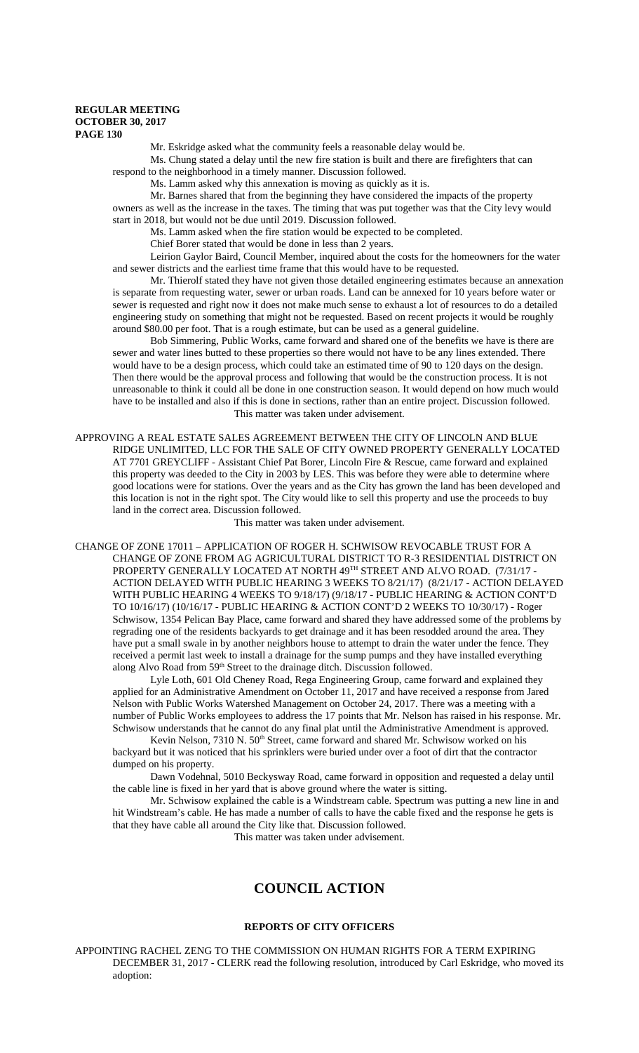Mr. Eskridge asked what the community feels a reasonable delay would be.

Ms. Chung stated a delay until the new fire station is built and there are firefighters that can respond to the neighborhood in a timely manner. Discussion followed.

Ms. Lamm asked why this annexation is moving as quickly as it is.

Mr. Barnes shared that from the beginning they have considered the impacts of the property owners as well as the increase in the taxes. The timing that was put together was that the City levy would start in 2018, but would not be due until 2019. Discussion followed.

Ms. Lamm asked when the fire station would be expected to be completed.

Chief Borer stated that would be done in less than 2 years.

Leirion Gaylor Baird, Council Member, inquired about the costs for the homeowners for the water and sewer districts and the earliest time frame that this would have to be requested.

Mr. Thierolf stated they have not given those detailed engineering estimates because an annexation is separate from requesting water, sewer or urban roads. Land can be annexed for 10 years before water or sewer is requested and right now it does not make much sense to exhaust a lot of resources to do a detailed engineering study on something that might not be requested. Based on recent projects it would be roughly around $80.00 per foot. That is a rough estimate, but can be used as a general guideline.

Bob Simmering, Public Works, came forward and shared one of the benefits we have is there are sewer and water lines butted to these properties so there would not have to be any lines extended. There would have to be a design process, which could take an estimated time of 90 to 120 days on the design. Then there would be the approval process and following that would be the construction process. It is not unreasonable to think it could all be done in one construction season. It would depend on how much would have to be installed and also if this is done in sections, rather than an entire project. Discussion followed.

This matter was taken under advisement.

APPROVING A REAL ESTATE SALES AGREEMENT BETWEEN THE CITY OF LINCOLN AND BLUE RIDGE UNLIMITED, LLC FOR THE SALE OF CITY OWNED PROPERTY GENERALLY LOCATED AT 7701 GREYCLIFF - Assistant Chief Pat Borer, Lincoln Fire & Rescue, came forward and explained this property was deeded to the City in 2003 by LES. This was before they were able to determine where good locations were for stations. Over the years and as the City has grown the land has been developed and this location is not in the right spot. The City would like to sell this property and use the proceeds to buy land in the correct area. Discussion followed.

This matter was taken under advisement.

CHANGE OF ZONE 17011 – APPLICATION OF ROGER H. SCHWISOW REVOCABLE TRUST FOR A CHANGE OF ZONE FROM AG AGRICULTURAL DISTRICT TO R-3 RESIDENTIAL DISTRICT ON PROPERTY GENERALLY LOCATED AT NORTH 49TH STREET AND ALVO ROAD. (7/31/17 - ACTION DELAYED WITH PUBLIC HEARING 3 WEEKS TO 8/21/17) (8/21/17 - ACTION DELAYED WITH PUBLIC HEARING 4 WEEKS TO 9/18/17) (9/18/17 - PUBLIC HEARING & ACTION CONT'D TO 10/16/17) (10/16/17 - PUBLIC HEARING & ACTION CONT'D 2 WEEKS TO 10/30/17) - Roger Schwisow, 1354 Pelican Bay Place, came forward and shared they have addressed some of the problems by regrading one of the residents backyards to get drainage and it has been resodded around the area. They have put a small swale in by another neighbors house to attempt to drain the water under the fence. They received a permit last week to install a drainage for the sump pumps and they have installed everything along Alvo Road from 59th Street to the drainage ditch. Discussion followed.

Lyle Loth, 601 Old Cheney Road, Rega Engineering Group, came forward and explained they applied for an Administrative Amendment on October 11, 2017 and have received a response from Jared Nelson with Public Works Watershed Management on October 24, 2017. There was a meeting with a number of Public Works employees to address the 17 points that Mr. Nelson has raised in his response. Mr. Schwisow understands that he cannot do any final plat until the Administrative Amendment is approved.

Kevin Nelson, 7310 N. 50th Street, came forward and shared Mr. Schwisow worked on his backyard but it was noticed that his sprinklers were buried under over a foot of dirt that the contractor dumped on his property.

Dawn Vodehnal, 5010 Beckysway Road, came forward in opposition and requested a delay until the cable line is fixed in her yard that is above ground where the water is sitting.

Mr. Schwisow explained the cable is a Windstream cable. Spectrum was putting a new line in and hit Windstream's cable. He has made a number of calls to have the cable fixed and the response he gets is that they have cable all around the City like that. Discussion followed.

This matter was taken under advisement.

# COUNCIL ACTION

## REPORTS OF CITY OFFICERS

APPOINTING RACHEL ZENG TO THE COMMISSION ON HUMAN RIGHTS FOR A TERM EXPIRING DECEMBER 31, 2017 - CLERK read the following resolution, introduced by Carl Eskridge, who moved its adoption: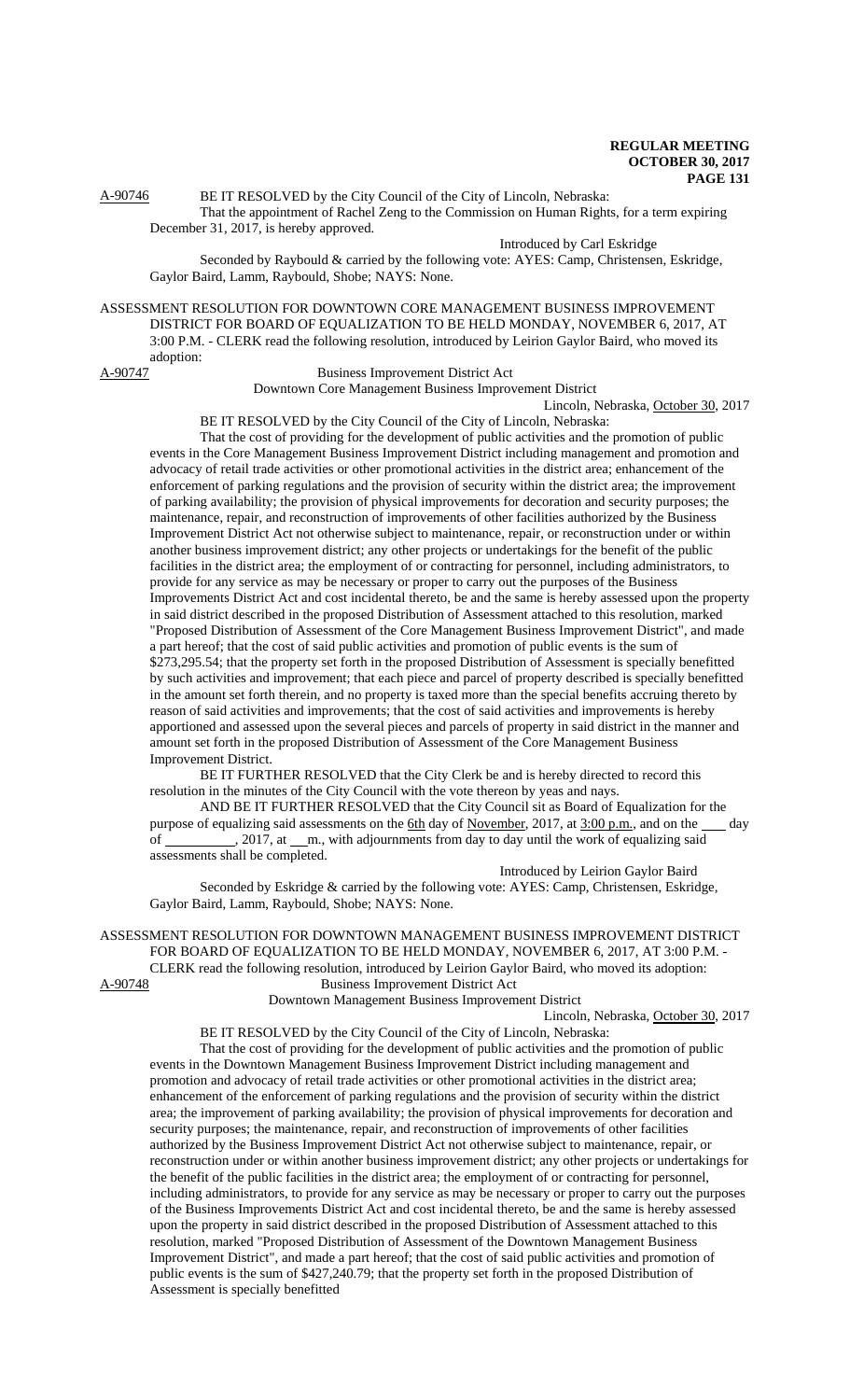A-90746 BE IT RESOLVED by the City Council of the City of Lincoln, Nebraska:

That the appointment of Rachel Zeng to the Commission on Human Rights, for a term expiring December 31, 2017, is hereby approved.

Introduced by Carl Eskridge

Seconded by Raybould & carried by the following vote: AYES: Camp, Christensen, Eskridge, Gaylor Baird, Lamm, Raybould, Shobe; NAYS: None.

ASSESSMENT RESOLUTION FOR DOWNTOWN CORE MANAGEMENT BUSINESS IMPROVEMENT DISTRICT FOR BOARD OF EQUALIZATION TO BE HELD MONDAY, NOVEMBER 6, 2017, AT 3:00 P.M. - CLERK read the following resolution, introduced by Leirion Gaylor Baird, who moved its adoption:

A-90747 Business Improvement District Act

Downtown Core Management Business Improvement District

Lincoln, Nebraska, October 30, 2017

BE IT RESOLVED by the City Council of the City of Lincoln, Nebraska:

That the cost of providing for the development of public activities and the promotion of public events in the Core Management Business Improvement District including management and promotion and advocacy of retail trade activities or other promotional activities in the district area; enhancement of the enforcement of parking regulations and the provision of security within the district area; the improvement of parking availability; the provision of physical improvements for decoration and security purposes; the maintenance, repair, and reconstruction of improvements of other facilities authorized by the Business Improvement District Act not otherwise subject to maintenance, repair, or reconstruction under or within another business improvement district; any other projects or undertakings for the benefit of the public facilities in the district area; the employment of or contracting for personnel, including administrators, to provide for any service as may be necessary or proper to carry out the purposes of the Business Improvements District Act and cost incidental thereto, be and the same is hereby assessed upon the property in said district described in the proposed Distribution of Assessment attached to this resolution, marked "Proposed Distribution of Assessment of the Core Management Business Improvement District", and made a part hereof; that the cost of said public activities and promotion of public events is the sum of $273,295.54; that the property set forth in the proposed Distribution of Assessment is specially benefitted by such activities and improvement; that each piece and parcel of property described is specially benefitted in the amount set forth therein, and no property is taxed more than the special benefits accruing thereto by reason of said activities and improvements; that the cost of said activities and improvements is hereby apportioned and assessed upon the several pieces and parcels of property in said district in the manner and amount set forth in the proposed Distribution of Assessment of the Core Management Business Improvement District.

BE IT FURTHER RESOLVED that the City Clerk be and is hereby directed to record this resolution in the minutes of the City Council with the vote thereon by yeas and nays.

AND BE IT FURTHER RESOLVED that the City Council sit as Board of Equalization for the purpose of equalizing said assessments on the 6th day of November, 2017, at 3:00 p.m., and on the ___ day of __________, 2017, at ___m., with adjournments from day to day until the work of equalizing said assessments shall be completed.

Introduced by Leirion Gaylor Baird

Seconded by Eskridge & carried by the following vote: AYES: Camp, Christensen, Eskridge, Gaylor Baird, Lamm, Raybould, Shobe; NAYS: None.

ASSESSMENT RESOLUTION FOR DOWNTOWN MANAGEMENT BUSINESS IMPROVEMENT DISTRICT FOR BOARD OF EQUALIZATION TO BE HELD MONDAY, NOVEMBER 6, 2017, AT 3:00 P.M. - CLERK read the following resolution, introduced by Leirion Gaylor Baird, who moved its adoption:

A-90748 Business Improvement District Act

Downtown Management Business Improvement District

Lincoln, Nebraska, October 30, 2017

BE IT RESOLVED by the City Council of the City of Lincoln, Nebraska:

That the cost of providing for the development of public activities and the promotion of public events in the Downtown Management Business Improvement District including management and promotion and advocacy of retail trade activities or other promotional activities in the district area; enhancement of the enforcement of parking regulations and the provision of security within the district area; the improvement of parking availability; the provision of physical improvements for decoration and security purposes; the maintenance, repair, and reconstruction of improvements of other facilities authorized by the Business Improvement District Act not otherwise subject to maintenance, repair, or reconstruction under or within another business improvement district; any other projects or undertakings for the benefit of the public facilities in the district area; the employment of or contracting for personnel, including administrators, to provide for any service as may be necessary or proper to carry out the purposes of the Business Improvements District Act and cost incidental thereto, be and the same is hereby assessed upon the property in said district described in the proposed Distribution of Assessment attached to this resolution, marked "Proposed Distribution of Assessment of the Downtown Management Business Improvement District", and made a part hereof; that the cost of said public activities and promotion of public events is the sum of $427,240.79; that the property set forth in the proposed Distribution of Assessment is specially benefitted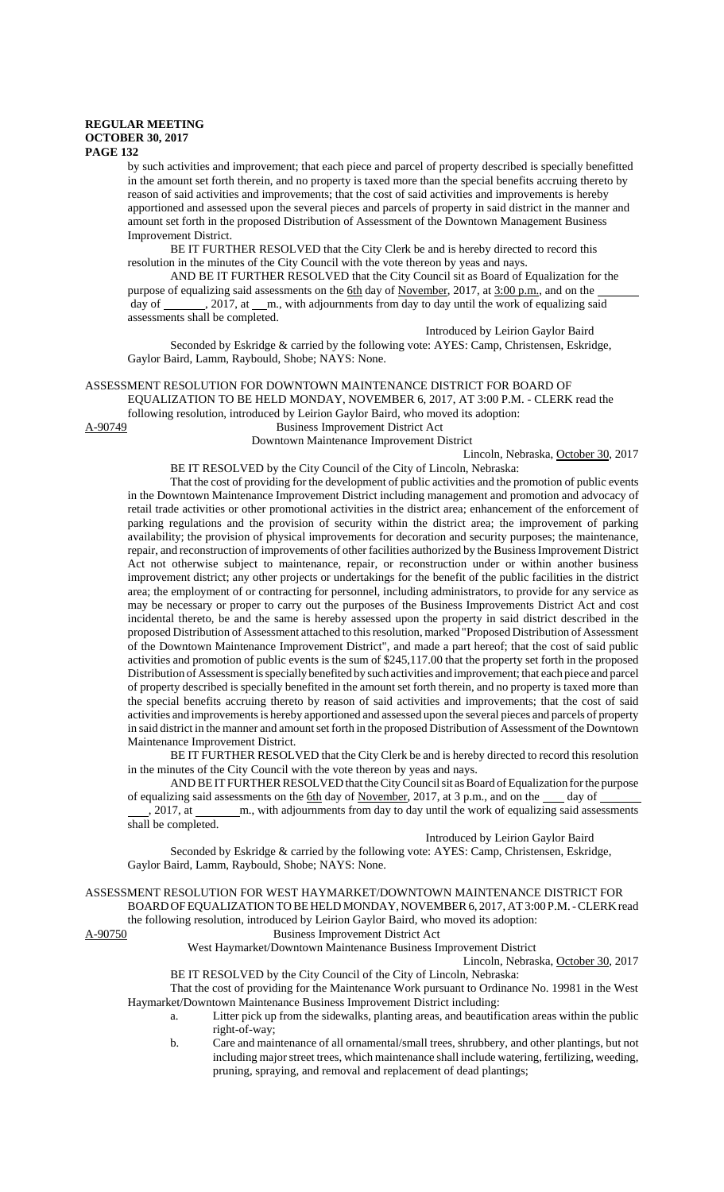by such activities and improvement; that each piece and parcel of property described is specially benefitted in the amount set forth therein, and no property is taxed more than the special benefits accruing thereto by reason of said activities and improvements; that the cost of said activities and improvements is hereby apportioned and assessed upon the several pieces and parcels of property in said district in the manner and amount set forth in the proposed Distribution of Assessment of the Downtown Management Business Improvement District.

BE IT FURTHER RESOLVED that the City Clerk be and is hereby directed to record this resolution in the minutes of the City Council with the vote thereon by yeas and nays.

AND BE IT FURTHER RESOLVED that the City Council sit as Board of Equalization for the purpose of equalizing said assessments on the 6th day of November, 2017, at 3:00 p.m., and on the ______ day of _______, 2017, at __m., with adjournments from day to day until the work of equalizing said assessments shall be completed.

Introduced by Leirion Gaylor Baird

Seconded by Eskridge & carried by the following vote: AYES: Camp, Christensen, Eskridge, Gaylor Baird, Lamm, Raybould, Shobe; NAYS: None.

ASSESSMENT RESOLUTION FOR DOWNTOWN MAINTENANCE DISTRICT FOR BOARD OF EQUALIZATION TO BE HELD MONDAY, NOVEMBER 6, 2017, AT 3:00 P.M. - CLERK read the following resolution, introduced by Leirion Gaylor Baird, who moved its adoption:

A-90749 Business Improvement District Act

Downtown Maintenance Improvement District

Lincoln, Nebraska, October 30, 2017

BE IT RESOLVED by the City Council of the City of Lincoln, Nebraska:

That the cost of providing for the development of public activities and the promotion of public events in the Downtown Maintenance Improvement District including management and promotion and advocacy of retail trade activities or other promotional activities in the district area; enhancement of the enforcement of parking regulations and the provision of security within the district area; the improvement of parking availability; the provision of physical improvements for decoration and security purposes; the maintenance, repair, and reconstruction of improvements of other facilities authorized by the Business Improvement District Act not otherwise subject to maintenance, repair, or reconstruction under or within another business improvement district; any other projects or undertakings for the benefit of the public facilities in the district area; the employment of or contracting for personnel, including administrators, to provide for any service as may be necessary or proper to carry out the purposes of the Business Improvements District Act and cost incidental thereto, be and the same is hereby assessed upon the property in said district described in the proposed Distribution of Assessment attached to this resolution, marked "Proposed Distribution of Assessment of the Downtown Maintenance Improvement District", and made a part hereof; that the cost of said public activities and promotion of public events is the sum of $245,117.00 that the property set forth in the proposed Distribution of Assessment is specially benefited by such activities and improvement; that each piece and parcel of property described is specially benefited in the amount set forth therein, and no property is taxed more than the special benefits accruing thereto by reason of said activities and improvements; that the cost of said activities and improvements is hereby apportioned and assessed upon the several pieces and parcels of property in said district in the manner and amount set forth in the proposed Distribution of Assessment of the Downtown Maintenance Improvement District.

BE IT FURTHER RESOLVED that the City Clerk be and is hereby directed to record this resolution in the minutes of the City Council with the vote thereon by yeas and nays.

AND BE IT FURTHER RESOLVED that the City Council sit as Board of Equalization for the purpose of equalizing said assessments on the 6th day of November, 2017, at 3 p.m., and on the ____ day of _______, 2017, at _______m., with adjournments from day to day until the work of equalizing said assessments shall be completed.

Introduced by Leirion Gaylor Baird

Seconded by Eskridge & carried by the following vote: AYES: Camp, Christensen, Eskridge, Gaylor Baird, Lamm, Raybould, Shobe; NAYS: None.

ASSESSMENT RESOLUTION FOR WEST HAYMARKET/DOWNTOWN MAINTENANCE DISTRICT FOR BOARD OF EQUALIZATION TO BE HELD MONDAY, NOVEMBER 6, 2017, AT 3:00 P.M. - CLERK read the following resolution, introduced by Leirion Gaylor Baird, who moved its adoption:

A-90750 Business Improvement District Act

West Haymarket/Downtown Maintenance Business Improvement District

Lincoln, Nebraska, October 30, 2017

BE IT RESOLVED by the City Council of the City of Lincoln, Nebraska:

That the cost of providing for the Maintenance Work pursuant to Ordinance No. 19981 in the West Haymarket/Downtown Maintenance Business Improvement District including:

a. Litter pick up from the sidewalks, planting areas, and beautification areas within the public right-of-way;

b. Care and maintenance of all ornamental/small trees, shrubbery, and other plantings, but not including major street trees, which maintenance shall include watering, fertilizing, weeding, pruning, spraying, and removal and replacement of dead plantings;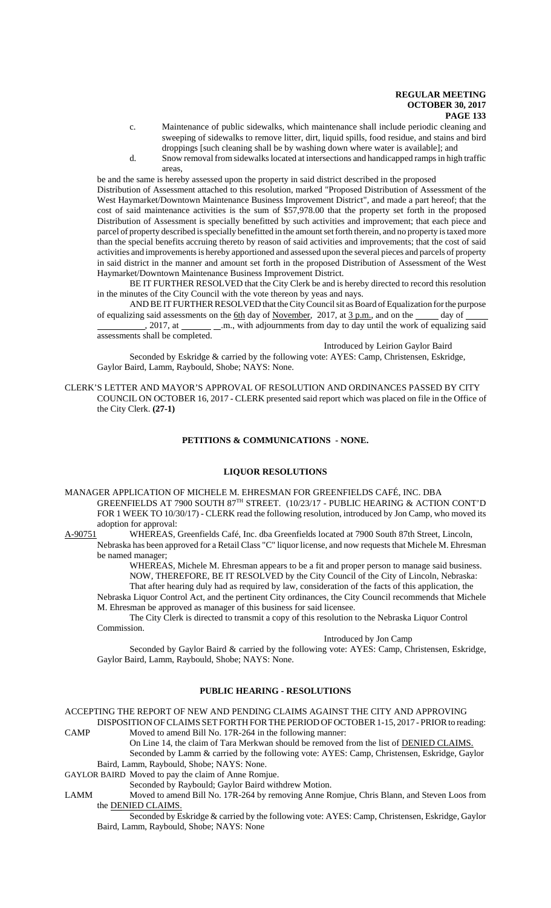c. Maintenance of public sidewalks, which maintenance shall include periodic cleaning and sweeping of sidewalks to remove litter, dirt, liquid spills, food residue, and stains and bird droppings [such cleaning shall be by washing down where water is available]; and

d. Snow removal from sidewalks located at intersections and handicapped ramps in high traffic areas,

be and the same is hereby assessed upon the property in said district described in the proposed Distribution of Assessment attached to this resolution, marked "Proposed Distribution of Assessment of the West Haymarket/Downtown Maintenance Business Improvement District", and made a part hereof; that the cost of said maintenance activities is the sum of $57,978.00 that the property set forth in the proposed Distribution of Assessment is specially benefitted by such activities and improvement; that each piece and parcel of property described is specially benefitted in the amount set forth therein, and no property is taxed more than the special benefits accruing thereto by reason of said activities and improvements; that the cost of said activities and improvements is hereby apportioned and assessed upon the several pieces and parcels of property in said district in the manner and amount set forth in the proposed Distribution of Assessment of the West Haymarket/Downtown Maintenance Business Improvement District.

BE IT FURTHER RESOLVED that the City Clerk be and is hereby directed to record this resolution in the minutes of the City Council with the vote thereon by yeas and nays.

AND BE IT FURTHER RESOLVED that the City Council sit as Board of Equalization for the purpose of equalizing said assessments on the 6th day of November, 2017, at 3 p.m., and on the _____ day of __________, 2017, at ______ .m., with adjournments from day to day until the work of equalizing said assessments shall be completed.

Introduced by Leirion Gaylor Baird

Seconded by Eskridge & carried by the following vote: AYES: Camp, Christensen, Eskridge, Gaylor Baird, Lamm, Raybould, Shobe; NAYS: None.

CLERK'S LETTER AND MAYOR'S APPROVAL OF RESOLUTION AND ORDINANCES PASSED BY CITY COUNCIL ON OCTOBER 16, 2017 - CLERK presented said report which was placed on file in the Office of the City Clerk. **(27-1)**

## PETITIONS & COMMUNICATIONS - NONE.

## LIQUOR RESOLUTIONS

MANAGER APPLICATION OF MICHELE M. EHRESMAN FOR GREENFIELDS CAFÉ, INC. DBA GREENFIELDS AT 7900 SOUTH 87TH STREET. (10/23/17 - PUBLIC HEARING & ACTION CONT'D FOR 1 WEEK TO 10/30/17) - CLERK read the following resolution, introduced by Jon Camp, who moved its adoption for approval:

A-90751 WHEREAS, Greenfields Café, Inc. dba Greenfields located at 7900 South 87th Street, Lincoln, Nebraska has been approved for a Retail Class "C" liquor license, and now requests that Michele M. Ehresman be named manager;

WHEREAS, Michele M. Ehresman appears to be a fit and proper person to manage said business.

NOW, THEREFORE, BE IT RESOLVED by the City Council of the City of Lincoln, Nebraska:

That after hearing duly had as required by law, consideration of the facts of this application, the Nebraska Liquor Control Act, and the pertinent City ordinances, the City Council recommends that Michele M. Ehresman be approved as manager of this business for said licensee.

The City Clerk is directed to transmit a copy of this resolution to the Nebraska Liquor Control Commission.

Introduced by Jon Camp

Seconded by Gaylor Baird & carried by the following vote: AYES: Camp, Christensen, Eskridge, Gaylor Baird, Lamm, Raybould, Shobe; NAYS: None.

## PUBLIC HEARING - RESOLUTIONS

ACCEPTING THE REPORT OF NEW AND PENDING CLAIMS AGAINST THE CITY AND APPROVING DISPOSITION OF CLAIMS SET FORTH FOR THE PERIOD OF OCTOBER 1-15, 2017 - PRIOR to reading:

CAMP Moved to amend Bill No. 17R-264 in the following manner:

On Line 14, the claim of Tara Merkwan should be removed from the list of DENIED CLAIMS.

Seconded by Lamm & carried by the following vote: AYES: Camp, Christensen, Eskridge, Gaylor Baird, Lamm, Raybould, Shobe; NAYS: None.

GAYLOR BAIRD Moved to pay the claim of Anne Romjue.

Seconded by Raybould; Gaylor Baird withdrew Motion.

LAMM Moved to amend Bill No. 17R-264 by removing Anne Romjue, Chris Blann, and Steven Loos from the DENIED CLAIMS.

Seconded by Eskridge & carried by the following vote: AYES: Camp, Christensen, Eskridge, Gaylor Baird, Lamm, Raybould, Shobe; NAYS: None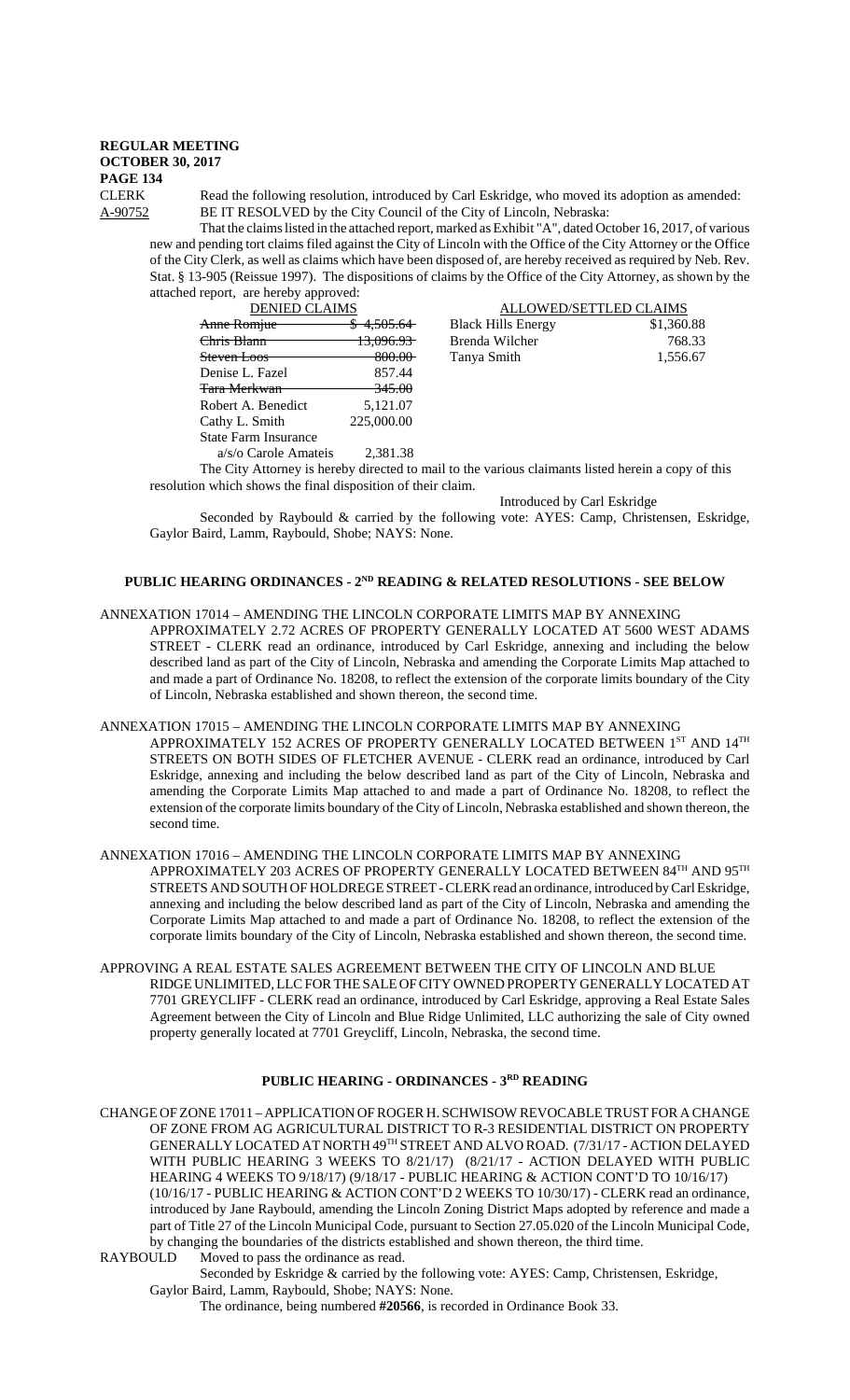**REGULAR MEETING**
**OCTOBER 30, 2017**
**PAGE 134**

CLERK Read the following resolution, introduced by Carl Eskridge, who moved its adoption as amended:

A-90752 BE IT RESOLVED by the City Council of the City of Lincoln, Nebraska:

That the claims listed in the attached report, marked as Exhibit "A", dated October 16, 2017, of various new and pending tort claims filed against the City of Lincoln with the Office of the City Attorney or the Office of the City Clerk, as well as claims which have been disposed of, are hereby received as required by Neb. Rev. Stat. § 13-905 (Reissue 1997). The dispositions of claims by the Office of the City Attorney, as shown by the attached report, are hereby approved:

| DENIED CLAIMS | | ALLOWED/SETTLED CLAIMS | |
|---|---|---|---|
| ~~Anne Romjue~~ | ~~$ 4,505.64~~ | Black Hills Energy | $1,360.88 |
| ~~Chris Blann~~ | ~~13,096.93~~ | Brenda Wilcher | 768.33 |
| ~~Steven Loos~~ | ~~800.00~~ | Tanya Smith | 1,556.67 |
| Denise L. Fazel | 857.44 | | |
| ~~Tara Merkwan~~ | ~~345.00~~ | | |
| Robert A. Benedict | 5,121.07 | | |
| Cathy L. Smith | 225,000.00 | | |
| State Farm Insurance a/s/o Carole Amateis | 2,381.38 | | |

The City Attorney is hereby directed to mail to the various claimants listed herein a copy of this resolution which shows the final disposition of their claim.

Introduced by Carl Eskridge

Seconded by Raybould & carried by the following vote: AYES: Camp, Christensen, Eskridge, Gaylor Baird, Lamm, Raybould, Shobe; NAYS: None.

## PUBLIC HEARING ORDINANCES - 2ND READING & RELATED RESOLUTIONS - SEE BELOW

ANNEXATION 17014 – AMENDING THE LINCOLN CORPORATE LIMITS MAP BY ANNEXING APPROXIMATELY 2.72 ACRES OF PROPERTY GENERALLY LOCATED AT 5600 WEST ADAMS STREET - CLERK read an ordinance, introduced by Carl Eskridge, annexing and including the below described land as part of the City of Lincoln, Nebraska and amending the Corporate Limits Map attached to and made a part of Ordinance No. 18208, to reflect the extension of the corporate limits boundary of the City of Lincoln, Nebraska established and shown thereon, the second time.

ANNEXATION 17015 – AMENDING THE LINCOLN CORPORATE LIMITS MAP BY ANNEXING APPROXIMATELY 152 ACRES OF PROPERTY GENERALLY LOCATED BETWEEN 1ST AND 14TH STREETS ON BOTH SIDES OF FLETCHER AVENUE - CLERK read an ordinance, introduced by Carl Eskridge, annexing and including the below described land as part of the City of Lincoln, Nebraska and amending the Corporate Limits Map attached to and made a part of Ordinance No. 18208, to reflect the extension of the corporate limits boundary of the City of Lincoln, Nebraska established and shown thereon, the second time.

ANNEXATION 17016 – AMENDING THE LINCOLN CORPORATE LIMITS MAP BY ANNEXING APPROXIMATELY 203 ACRES OF PROPERTY GENERALLY LOCATED BETWEEN 84TH AND 95TH STREETS AND SOUTH OF HOLDREGE STREET - CLERK read an ordinance, introduced by Carl Eskridge, annexing and including the below described land as part of the City of Lincoln, Nebraska and amending the Corporate Limits Map attached to and made a part of Ordinance No. 18208, to reflect the extension of the corporate limits boundary of the City of Lincoln, Nebraska established and shown thereon, the second time.

APPROVING A REAL ESTATE SALES AGREEMENT BETWEEN THE CITY OF LINCOLN AND BLUE RIDGE UNLIMITED, LLC FOR THE SALE OF CITY OWNED PROPERTY GENERALLY LOCATED AT 7701 GREYCLIFF - CLERK read an ordinance, introduced by Carl Eskridge, approving a Real Estate Sales Agreement between the City of Lincoln and Blue Ridge Unlimited, LLC authorizing the sale of City owned property generally located at 7701 Greycliff, Lincoln, Nebraska, the second time.

## PUBLIC HEARING - ORDINANCES - 3RD READING

CHANGE OF ZONE 17011 – APPLICATION OF ROGER H. SCHWISOW REVOCABLE TRUST FOR A CHANGE OF ZONE FROM AG AGRICULTURAL DISTRICT TO R-3 RESIDENTIAL DISTRICT ON PROPERTY GENERALLY LOCATED AT NORTH 49TH STREET AND ALVO ROAD. (7/31/17 - ACTION DELAYED WITH PUBLIC HEARING 3 WEEKS TO 8/21/17) (8/21/17 - ACTION DELAYED WITH PUBLIC HEARING 4 WEEKS TO 9/18/17) (9/18/17 - PUBLIC HEARING & ACTION CONT'D TO 10/16/17) (10/16/17 - PUBLIC HEARING & ACTION CONT'D 2 WEEKS TO 10/30/17) - CLERK read an ordinance, introduced by Jane Raybould, amending the Lincoln Zoning District Maps adopted by reference and made a part of Title 27 of the Lincoln Municipal Code, pursuant to Section 27.05.020 of the Lincoln Municipal Code, by changing the boundaries of the districts established and shown thereon, the third time.

RAYBOULD Moved to pass the ordinance as read.

Seconded by Eskridge & carried by the following vote: AYES: Camp, Christensen, Eskridge, Gaylor Baird, Lamm, Raybould, Shobe; NAYS: None.

The ordinance, being numbered **#20566**, is recorded in Ordinance Book 33.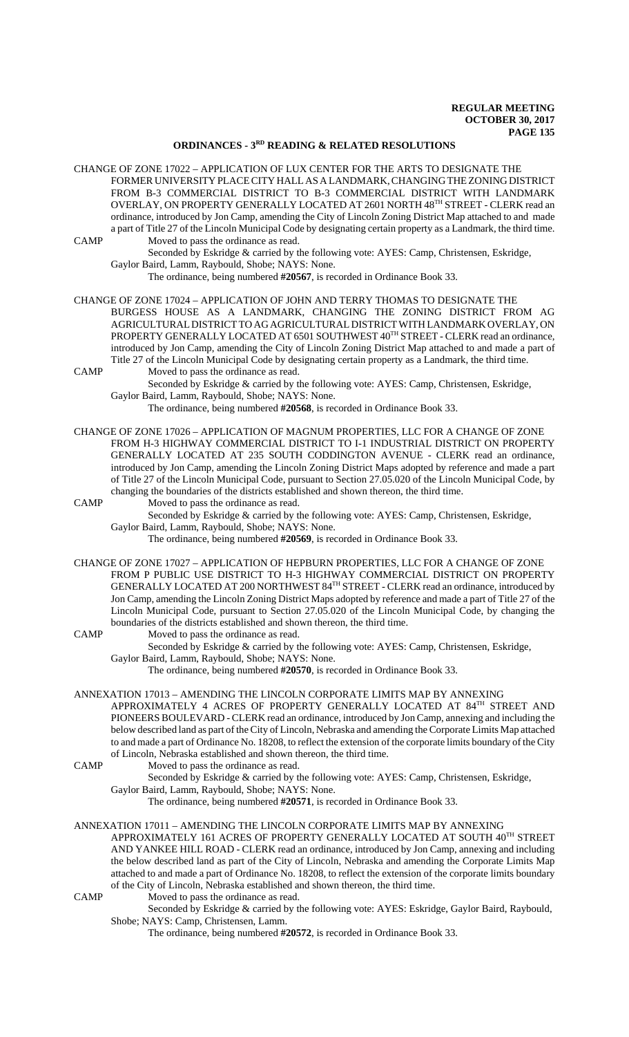## ORDINANCES - 3[RD] READING & RELATED RESOLUTIONS

CHANGE OF ZONE 17022 – APPLICATION OF LUX CENTER FOR THE ARTS TO DESIGNATE THE FORMER UNIVERSITY PLACE CITY HALL AS A LANDMARK, CHANGING THE ZONING DISTRICT FROM B-3 COMMERCIAL DISTRICT TO B-3 COMMERCIAL DISTRICT WITH LANDMARK OVERLAY, ON PROPERTY GENERALLY LOCATED AT 2601 NORTH 48[TH] STREET - CLERK read an ordinance, introduced by Jon Camp, amending the City of Lincoln Zoning District Map attached to and made a part of Title 27 of the Lincoln Municipal Code by designating certain property as a Landmark, the third time.

CAMP Moved to pass the ordinance as read.

Seconded by Eskridge & carried by the following vote: AYES: Camp, Christensen, Eskridge, Gaylor Baird, Lamm, Raybould, Shobe; NAYS: None.

The ordinance, being numbered **#20567**, is recorded in Ordinance Book 33.

CHANGE OF ZONE 17024 – APPLICATION OF JOHN AND TERRY THOMAS TO DESIGNATE THE BURGESS HOUSE AS A LANDMARK, CHANGING THE ZONING DISTRICT FROM AG AGRICULTURAL DISTRICT TO AG AGRICULTURAL DISTRICT WITH LANDMARK OVERLAY, ON PROPERTY GENERALLY LOCATED AT 6501 SOUTHWEST 40[TH] STREET - CLERK read an ordinance, introduced by Jon Camp, amending the City of Lincoln Zoning District Map attached to and made a part of Title 27 of the Lincoln Municipal Code by designating certain property as a Landmark, the third time.

CAMP Moved to pass the ordinance as read.

Seconded by Eskridge & carried by the following vote: AYES: Camp, Christensen, Eskridge, Gaylor Baird, Lamm, Raybould, Shobe; NAYS: None.

The ordinance, being numbered **#20568**, is recorded in Ordinance Book 33.

CHANGE OF ZONE 17026 – APPLICATION OF MAGNUM PROPERTIES, LLC FOR A CHANGE OF ZONE FROM H-3 HIGHWAY COMMERCIAL DISTRICT TO I-1 INDUSTRIAL DISTRICT ON PROPERTY GENERALLY LOCATED AT 235 SOUTH CODDINGTON AVENUE - CLERK read an ordinance, introduced by Jon Camp, amending the Lincoln Zoning District Maps adopted by reference and made a part of Title 27 of the Lincoln Municipal Code, pursuant to Section 27.05.020 of the Lincoln Municipal Code, by changing the boundaries of the districts established and shown thereon, the third time.

CAMP Moved to pass the ordinance as read.

Seconded by Eskridge & carried by the following vote: AYES: Camp, Christensen, Eskridge, Gaylor Baird, Lamm, Raybould, Shobe; NAYS: None.

The ordinance, being numbered **#20569**, is recorded in Ordinance Book 33.

CHANGE OF ZONE 17027 – APPLICATION OF HEPBURN PROPERTIES, LLC FOR A CHANGE OF ZONE FROM P PUBLIC USE DISTRICT TO H-3 HIGHWAY COMMERCIAL DISTRICT ON PROPERTY GENERALLY LOCATED AT 200 NORTHWEST 84[TH] STREET - CLERK read an ordinance, introduced by Jon Camp, amending the Lincoln Zoning District Maps adopted by reference and made a part of Title 27 of the Lincoln Municipal Code, pursuant to Section 27.05.020 of the Lincoln Municipal Code, by changing the boundaries of the districts established and shown thereon, the third time.

CAMP Moved to pass the ordinance as read.

Seconded by Eskridge & carried by the following vote: AYES: Camp, Christensen, Eskridge, Gaylor Baird, Lamm, Raybould, Shobe; NAYS: None.

The ordinance, being numbered **#20570**, is recorded in Ordinance Book 33.

ANNEXATION 17013 – AMENDING THE LINCOLN CORPORATE LIMITS MAP BY ANNEXING APPROXIMATELY 4 ACRES OF PROPERTY GENERALLY LOCATED AT 84[TH] STREET AND PIONEERS BOULEVARD - CLERK read an ordinance, introduced by Jon Camp, annexing and including the below described land as part of the City of Lincoln, Nebraska and amending the Corporate Limits Map attached to and made a part of Ordinance No. 18208, to reflect the extension of the corporate limits boundary of the City of Lincoln, Nebraska established and shown thereon, the third time.

CAMP Moved to pass the ordinance as read.

Seconded by Eskridge & carried by the following vote: AYES: Camp, Christensen, Eskridge, Gaylor Baird, Lamm, Raybould, Shobe; NAYS: None.

The ordinance, being numbered **#20571**, is recorded in Ordinance Book 33.

ANNEXATION 17011 – AMENDING THE LINCOLN CORPORATE LIMITS MAP BY ANNEXING APPROXIMATELY 161 ACRES OF PROPERTY GENERALLY LOCATED AT SOUTH 40[TH] STREET AND YANKEE HILL ROAD - CLERK read an ordinance, introduced by Jon Camp, annexing and including the below described land as part of the City of Lincoln, Nebraska and amending the Corporate Limits Map attached to and made a part of Ordinance No. 18208, to reflect the extension of the corporate limits boundary of the City of Lincoln, Nebraska established and shown thereon, the third time.

CAMP Moved to pass the ordinance as read.

Seconded by Eskridge & carried by the following vote: AYES: Eskridge, Gaylor Baird, Raybould, Shobe; NAYS: Camp, Christensen, Lamm.

The ordinance, being numbered **#20572**, is recorded in Ordinance Book 33.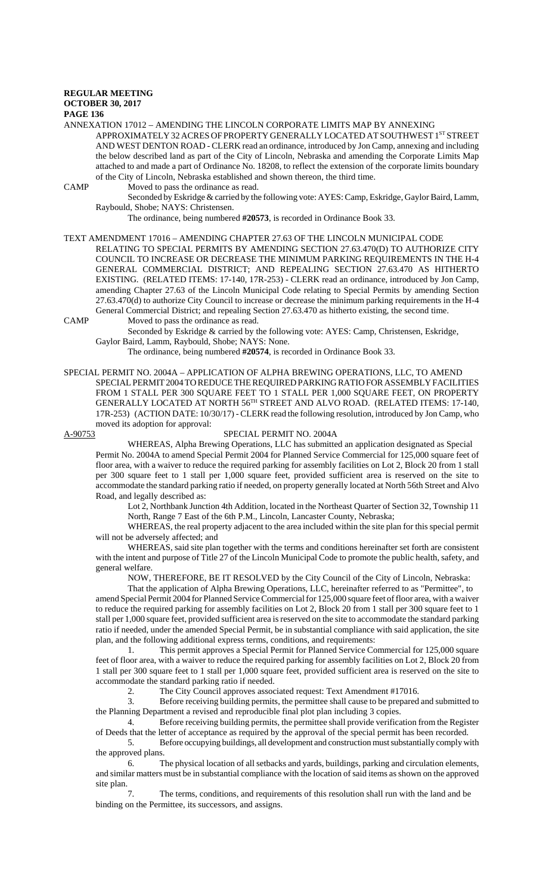ANNEXATION 17012 – AMENDING THE LINCOLN CORPORATE LIMITS MAP BY ANNEXING APPROXIMATELY 32 ACRES OF PROPERTY GENERALLY LOCATED AT SOUTHWEST 1ST STREET AND WEST DENTON ROAD - CLERK read an ordinance, introduced by Jon Camp, annexing and including the below described land as part of the City of Lincoln, Nebraska and amending the Corporate Limits Map attached to and made a part of Ordinance No. 18208, to reflect the extension of the corporate limits boundary of the City of Lincoln, Nebraska established and shown thereon, the third time.

CAMP Moved to pass the ordinance as read.

Seconded by Eskridge & carried by the following vote: AYES: Camp, Eskridge, Gaylor Baird, Lamm, Raybould, Shobe; NAYS: Christensen.

The ordinance, being numbered **#20573**, is recorded in Ordinance Book 33.

TEXT AMENDMENT 17016 – AMENDING CHAPTER 27.63 OF THE LINCOLN MUNICIPAL CODE RELATING TO SPECIAL PERMITS BY AMENDING SECTION 27.63.470(D) TO AUTHORIZE CITY COUNCIL TO INCREASE OR DECREASE THE MINIMUM PARKING REQUIREMENTS IN THE H-4 GENERAL COMMERCIAL DISTRICT; AND REPEALING SECTION 27.63.470 AS HITHERTO EXISTING. (RELATED ITEMS: 17-140, 17R-253) - CLERK read an ordinance, introduced by Jon Camp, amending Chapter 27.63 of the Lincoln Municipal Code relating to Special Permits by amending Section 27.63.470(d) to authorize City Council to increase or decrease the minimum parking requirements in the H-4 General Commercial District; and repealing Section 27.63.470 as hitherto existing, the second time.

CAMP Moved to pass the ordinance as read.

Seconded by Eskridge & carried by the following vote: AYES: Camp, Christensen, Eskridge, Gaylor Baird, Lamm, Raybould, Shobe; NAYS: None.

The ordinance, being numbered **#20574**, is recorded in Ordinance Book 33.

SPECIAL PERMIT NO. 2004A – APPLICATION OF ALPHA BREWING OPERATIONS, LLC, TO AMEND SPECIAL PERMIT 2004 TO REDUCE THE REQUIRED PARKING RATIO FOR ASSEMBLY FACILITIES FROM 1 STALL PER 300 SQUARE FEET TO 1 STALL PER 1,000 SQUARE FEET, ON PROPERTY GENERALLY LOCATED AT NORTH 56TH STREET AND ALVO ROAD. (RELATED ITEMS: 17-140, 17R-253) (ACTION DATE: 10/30/17) - CLERK read the following resolution, introduced by Jon Camp, who moved its adoption for approval:

A-90753 SPECIAL PERMIT NO. 2004A

WHEREAS, Alpha Brewing Operations, LLC has submitted an application designated as Special Permit No. 2004A to amend Special Permit 2004 for Planned Service Commercial for 125,000 square feet of floor area, with a waiver to reduce the required parking for assembly facilities on Lot 2, Block 20 from 1 stall per 300 square feet to 1 stall per 1,000 square feet, provided sufficient area is reserved on the site to accommodate the standard parking ratio if needed, on property generally located at North 56th Street and Alvo Road, and legally described as:

Lot 2, Northbank Junction 4th Addition, located in the Northeast Quarter of Section 32, Township 11 North, Range 7 East of the 6th P.M., Lincoln, Lancaster County, Nebraska;

WHEREAS, the real property adjacent to the area included within the site plan for this special permit will not be adversely affected; and

WHEREAS, said site plan together with the terms and conditions hereinafter set forth are consistent with the intent and purpose of Title 27 of the Lincoln Municipal Code to promote the public health, safety, and general welfare.

NOW, THEREFORE, BE IT RESOLVED by the City Council of the City of Lincoln, Nebraska:

That the application of Alpha Brewing Operations, LLC, hereinafter referred to as "Permittee", to amend Special Permit 2004 for Planned Service Commercial for 125,000 square feet of floor area, with a waiver to reduce the required parking for assembly facilities on Lot 2, Block 20 from 1 stall per 300 square feet to 1 stall per 1,000 square feet, provided sufficient area is reserved on the site to accommodate the standard parking ratio if needed, under the amended Special Permit, be in substantial compliance with said application, the site plan, and the following additional express terms, conditions, and requirements:

1. This permit approves a Special Permit for Planned Service Commercial for 125,000 square feet of floor area, with a waiver to reduce the required parking for assembly facilities on Lot 2, Block 20 from 1 stall per 300 square feet to 1 stall per 1,000 square feet, provided sufficient area is reserved on the site to accommodate the standard parking ratio if needed.

2. The City Council approves associated request: Text Amendment #17016.

3. Before receiving building permits, the permittee shall cause to be prepared and submitted to the Planning Department a revised and reproducible final plot plan including 3 copies.

4. Before receiving building permits, the permittee shall provide verification from the Register of Deeds that the letter of acceptance as required by the approval of the special permit has been recorded.

5. Before occupying buildings, all development and construction must substantially comply with the approved plans.

6. The physical location of all setbacks and yards, buildings, parking and circulation elements, and similar matters must be in substantial compliance with the location of said items as shown on the approved site plan.

7. The terms, conditions, and requirements of this resolution shall run with the land and be binding on the Permittee, its successors, and assigns.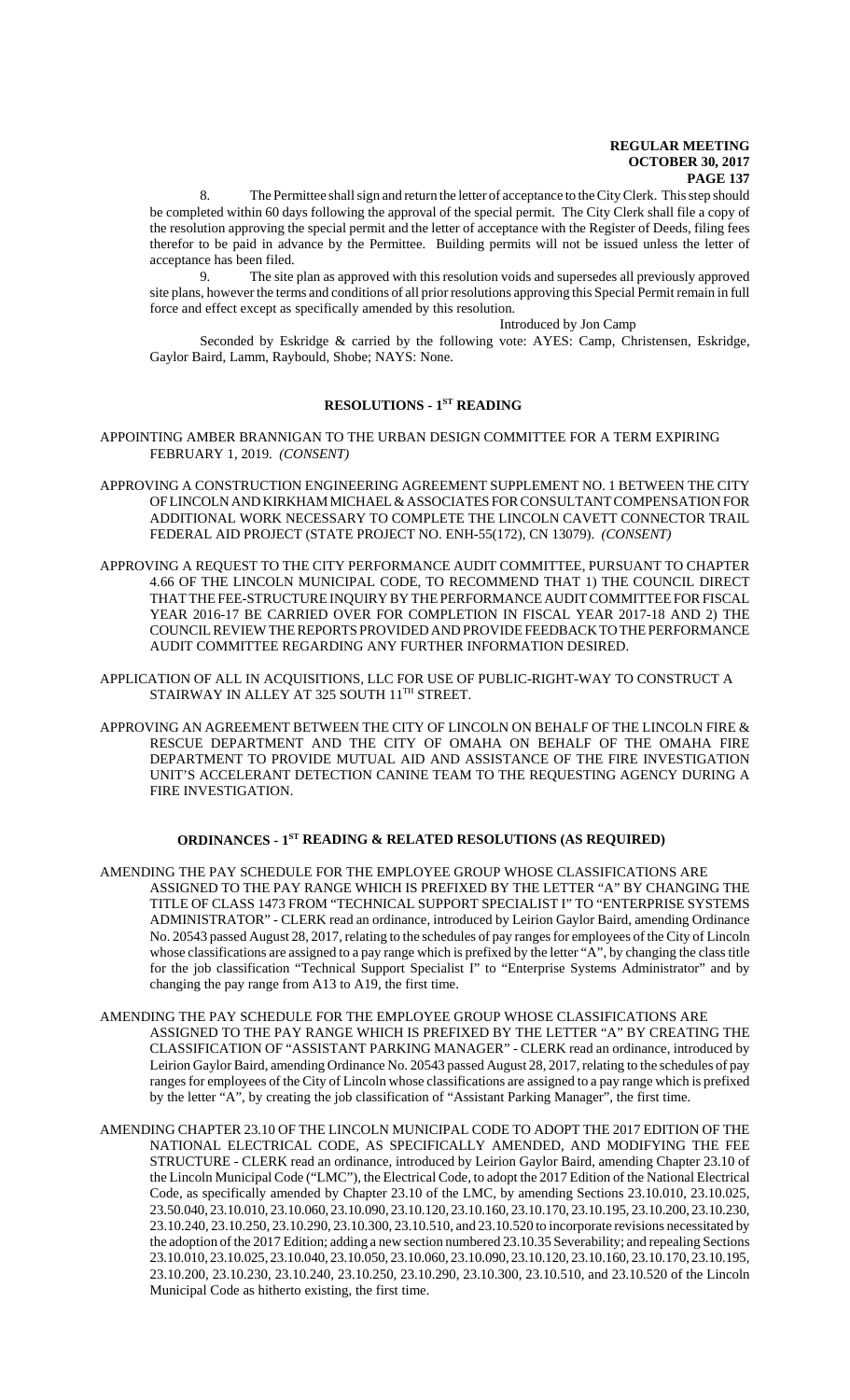8. The Permittee shall sign and return the letter of acceptance to the City Clerk. This step should be completed within 60 days following the approval of the special permit. The City Clerk shall file a copy of the resolution approving the special permit and the letter of acceptance with the Register of Deeds, filing fees therefor to be paid in advance by the Permittee. Building permits will not be issued unless the letter of acceptance has been filed.

9. The site plan as approved with this resolution voids and supersedes all previously approved site plans, however the terms and conditions of all prior resolutions approving this Special Permit remain in full force and effect except as specifically amended by this resolution.

Introduced by Jon Camp

Seconded by Eskridge & carried by the following vote: AYES: Camp, Christensen, Eskridge, Gaylor Baird, Lamm, Raybould, Shobe; NAYS: None.

## RESOLUTIONS - 1ST READING

APPOINTING AMBER BRANNIGAN TO THE URBAN DESIGN COMMITTEE FOR A TERM EXPIRING FEBRUARY 1, 2019. *(CONSENT)*

APPROVING A CONSTRUCTION ENGINEERING AGREEMENT SUPPLEMENT NO. 1 BETWEEN THE CITY OF LINCOLN AND KIRKHAM MICHAEL & ASSOCIATES FOR CONSULTANT COMPENSATION FOR ADDITIONAL WORK NECESSARY TO COMPLETE THE LINCOLN CAVETT CONNECTOR TRAIL FEDERAL AID PROJECT (STATE PROJECT NO. ENH-55(172), CN 13079). *(CONSENT)*

APPROVING A REQUEST TO THE CITY PERFORMANCE AUDIT COMMITTEE, PURSUANT TO CHAPTER 4.66 OF THE LINCOLN MUNICIPAL CODE, TO RECOMMEND THAT 1) THE COUNCIL DIRECT THAT THE FEE-STRUCTURE INQUIRY BY THE PERFORMANCE AUDIT COMMITTEE FOR FISCAL YEAR 2016-17 BE CARRIED OVER FOR COMPLETION IN FISCAL YEAR 2017-18 AND 2) THE COUNCIL REVIEW THE REPORTS PROVIDED AND PROVIDE FEEDBACK TO THE PERFORMANCE AUDIT COMMITTEE REGARDING ANY FURTHER INFORMATION DESIRED.

APPLICATION OF ALL IN ACQUISITIONS, LLC FOR USE OF PUBLIC-RIGHT-WAY TO CONSTRUCT A STAIRWAY IN ALLEY AT 325 SOUTH 11TH STREET.

APPROVING AN AGREEMENT BETWEEN THE CITY OF LINCOLN ON BEHALF OF THE LINCOLN FIRE & RESCUE DEPARTMENT AND THE CITY OF OMAHA ON BEHALF OF THE OMAHA FIRE DEPARTMENT TO PROVIDE MUTUAL AID AND ASSISTANCE OF THE FIRE INVESTIGATION UNIT'S ACCELERANT DETECTION CANINE TEAM TO THE REQUESTING AGENCY DURING A FIRE INVESTIGATION.

## ORDINANCES - 1ST READING & RELATED RESOLUTIONS (AS REQUIRED)

AMENDING THE PAY SCHEDULE FOR THE EMPLOYEE GROUP WHOSE CLASSIFICATIONS ARE ASSIGNED TO THE PAY RANGE WHICH IS PREFIXED BY THE LETTER "A" BY CHANGING THE TITLE OF CLASS 1473 FROM "TECHNICAL SUPPORT SPECIALIST I" TO "ENTERPRISE SYSTEMS ADMINISTRATOR" - CLERK read an ordinance, introduced by Leirion Gaylor Baird, amending Ordinance No. 20543 passed August 28, 2017, relating to the schedules of pay ranges for employees of the City of Lincoln whose classifications are assigned to a pay range which is prefixed by the letter "A", by changing the class title for the job classification "Technical Support Specialist I" to "Enterprise Systems Administrator" and by changing the pay range from A13 to A19, the first time.

AMENDING THE PAY SCHEDULE FOR THE EMPLOYEE GROUP WHOSE CLASSIFICATIONS ARE ASSIGNED TO THE PAY RANGE WHICH IS PREFIXED BY THE LETTER "A" BY CREATING THE CLASSIFICATION OF "ASSISTANT PARKING MANAGER" - CLERK read an ordinance, introduced by Leirion Gaylor Baird, amending Ordinance No. 20543 passed August 28, 2017, relating to the schedules of pay ranges for employees of the City of Lincoln whose classifications are assigned to a pay range which is prefixed by the letter "A", by creating the job classification of "Assistant Parking Manager", the first time.

AMENDING CHAPTER 23.10 OF THE LINCOLN MUNICIPAL CODE TO ADOPT THE 2017 EDITION OF THE NATIONAL ELECTRICAL CODE, AS SPECIFICALLY AMENDED, AND MODIFYING THE FEE STRUCTURE - CLERK read an ordinance, introduced by Leirion Gaylor Baird, amending Chapter 23.10 of the Lincoln Municipal Code ("LMC"), the Electrical Code, to adopt the 2017 Edition of the National Electrical Code, as specifically amended by Chapter 23.10 of the LMC, by amending Sections 23.10.010, 23.10.025, 23.50.040, 23.10.010, 23.10.060, 23.10.090, 23.10.120, 23.10.160, 23.10.170, 23.10.195, 23.10.200, 23.10.230, 23.10.240, 23.10.250, 23.10.290, 23.10.300, 23.10.510, and 23.10.520 to incorporate revisions necessitated by the adoption of the 2017 Edition; adding a new section numbered 23.10.35 Severability; and repealing Sections 23.10.010, 23.10.025, 23.10.040, 23.10.050, 23.10.060, 23.10.090, 23.10.120, 23.10.160, 23.10.170, 23.10.195, 23.10.200, 23.10.230, 23.10.240, 23.10.250, 23.10.290, 23.10.300, 23.10.510, and 23.10.520 of the Lincoln Municipal Code as hitherto existing, the first time.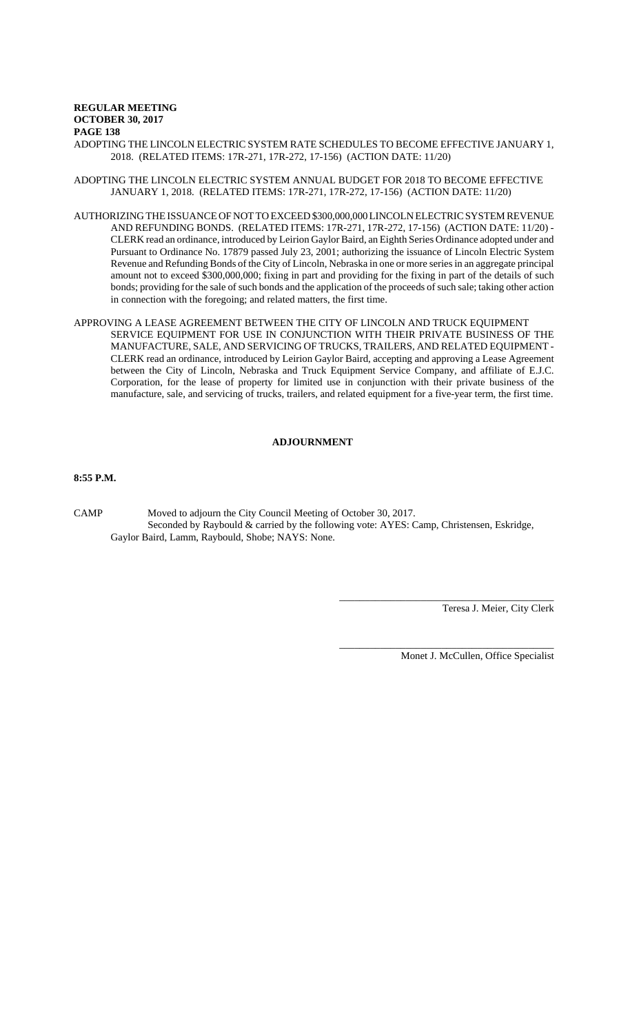ADOPTING THE LINCOLN ELECTRIC SYSTEM RATE SCHEDULES TO BECOME EFFECTIVE JANUARY 1, 2018. (RELATED ITEMS: 17R-271, 17R-272, 17-156) (ACTION DATE: 11/20)

ADOPTING THE LINCOLN ELECTRIC SYSTEM ANNUAL BUDGET FOR 2018 TO BECOME EFFECTIVE JANUARY 1, 2018. (RELATED ITEMS: 17R-271, 17R-272, 17-156) (ACTION DATE: 11/20)

AUTHORIZING THE ISSUANCE OF NOT TO EXCEED $300,000,000 LINCOLN ELECTRIC SYSTEM REVENUE AND REFUNDING BONDS. (RELATED ITEMS: 17R-271, 17R-272, 17-156) (ACTION DATE: 11/20) - CLERK read an ordinance, introduced by Leirion Gaylor Baird, an Eighth Series Ordinance adopted under and Pursuant to Ordinance No. 17879 passed July 23, 2001; authorizing the issuance of Lincoln Electric System Revenue and Refunding Bonds of the City of Lincoln, Nebraska in one or more series in an aggregate principal amount not to exceed $300,000,000; fixing in part and providing for the fixing in part of the details of such bonds; providing for the sale of such bonds and the application of the proceeds of such sale; taking other action in connection with the foregoing; and related matters, the first time.

APPROVING A LEASE AGREEMENT BETWEEN THE CITY OF LINCOLN AND TRUCK EQUIPMENT SERVICE EQUIPMENT FOR USE IN CONJUNCTION WITH THEIR PRIVATE BUSINESS OF THE MANUFACTURE, SALE, AND SERVICING OF TRUCKS, TRAILERS, AND RELATED EQUIPMENT - CLERK read an ordinance, introduced by Leirion Gaylor Baird, accepting and approving a Lease Agreement between the City of Lincoln, Nebraska and Truck Equipment Service Company, and affiliate of E.J.C. Corporation, for the lease of property for limited use in conjunction with their private business of the manufacture, sale, and servicing of trucks, trailers, and related equipment for a five-year term, the first time.

## ADJOURNMENT

**8:55 P.M.**

CAMP Moved to adjourn the City Council Meeting of October 30, 2017.
Seconded by Raybould & carried by the following vote: AYES: Camp, Christensen, Eskridge, Gaylor Baird, Lamm, Raybould, Shobe; NAYS: None.

\_\_\_\_\_\_\_\_\_\_\_\_\_\_\_\_\_\_\_\_\_\_\_\_\_\_\_\_\_\_\_\_\_\_\_\_\_\_\_\_

Teresa J. Meier, City Clerk

\_\_\_\_\_\_\_\_\_\_\_\_\_\_\_\_\_\_\_\_\_\_\_\_\_\_\_\_\_\_\_\_\_\_\_\_\_\_\_\_

Monet J. McCullen, Office Specialist